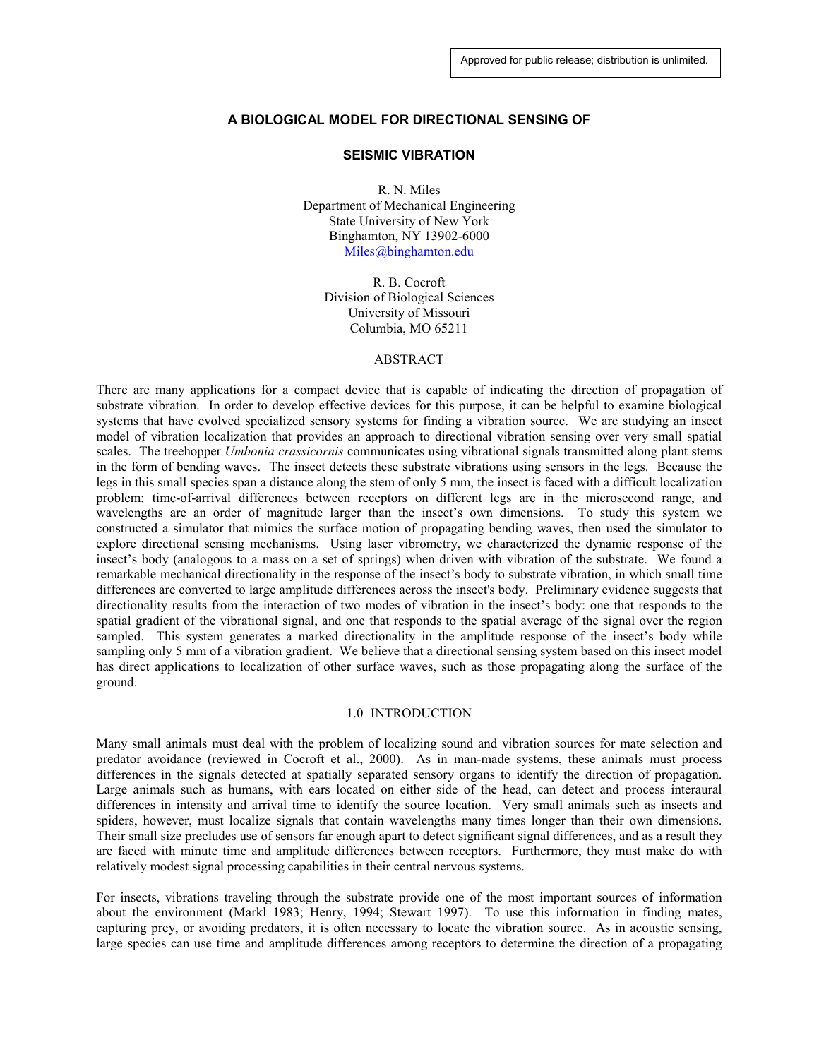Approved for public release; distribution is unlimited.

# A BIOLOGICAL MODEL FOR DIRECTIONAL SENSING OF SEISMIC VIBRATION

R. N. Miles
Department of Mechanical Engineering
State University of New York
Binghamton, NY 13902-6000
Miles@binghamton.edu

R. B. Cocroft
Division of Biological Sciences
University of Missouri
Columbia, MO 65211

## ABSTRACT

There are many applications for a compact device that is capable of indicating the direction of propagation of substrate vibration. In order to develop effective devices for this purpose, it can be helpful to examine biological systems that have evolved specialized sensory systems for finding a vibration source. We are studying an insect model of vibration localization that provides an approach to directional vibration sensing over very small spatial scales. The treehopper *Umbonia crassicornis* communicates using vibrational signals transmitted along plant stems in the form of bending waves. The insect detects these substrate vibrations using sensors in the legs. Because the legs in this small species span a distance along the stem of only 5 mm, the insect is faced with a difficult localization problem: time-of-arrival differences between receptors on different legs are in the microsecond range, and wavelengths are an order of magnitude larger than the insect's own dimensions. To study this system we constructed a simulator that mimics the surface motion of propagating bending waves, then used the simulator to explore directional sensing mechanisms. Using laser vibrometry, we characterized the dynamic response of the insect's body (analogous to a mass on a set of springs) when driven with vibration of the substrate. We found a remarkable mechanical directionality in the response of the insect's body to substrate vibration, in which small time differences are converted to large amplitude differences across the insect's body. Preliminary evidence suggests that directionality results from the interaction of two modes of vibration in the insect's body: one that responds to the spatial gradient of the vibrational signal, and one that responds to the spatial average of the signal over the region sampled. This system generates a marked directionality in the amplitude response of the insect's body while sampling only 5 mm of a vibration gradient. We believe that a directional sensing system based on this insect model has direct applications to localization of other surface waves, such as those propagating along the surface of the ground.

## 1.0 INTRODUCTION

Many small animals must deal with the problem of localizing sound and vibration sources for mate selection and predator avoidance (reviewed in Cocroft et al., 2000). As in man-made systems, these animals must process differences in the signals detected at spatially separated sensory organs to identify the direction of propagation. Large animals such as humans, with ears located on either side of the head, can detect and process interaural differences in intensity and arrival time to identify the source location. Very small animals such as insects and spiders, however, must localize signals that contain wavelengths many times longer than their own dimensions. Their small size precludes use of sensors far enough apart to detect significant signal differences, and as a result they are faced with minute time and amplitude differences between receptors. Furthermore, they must make do with relatively modest signal processing capabilities in their central nervous systems.

For insects, vibrations traveling through the substrate provide one of the most important sources of information about the environment (Markl 1983; Henry, 1994; Stewart 1997). To use this information in finding mates, capturing prey, or avoiding predators, it is often necessary to locate the vibration source. As in acoustic sensing, large species can use time and amplitude differences among receptors to determine the direction of a propagating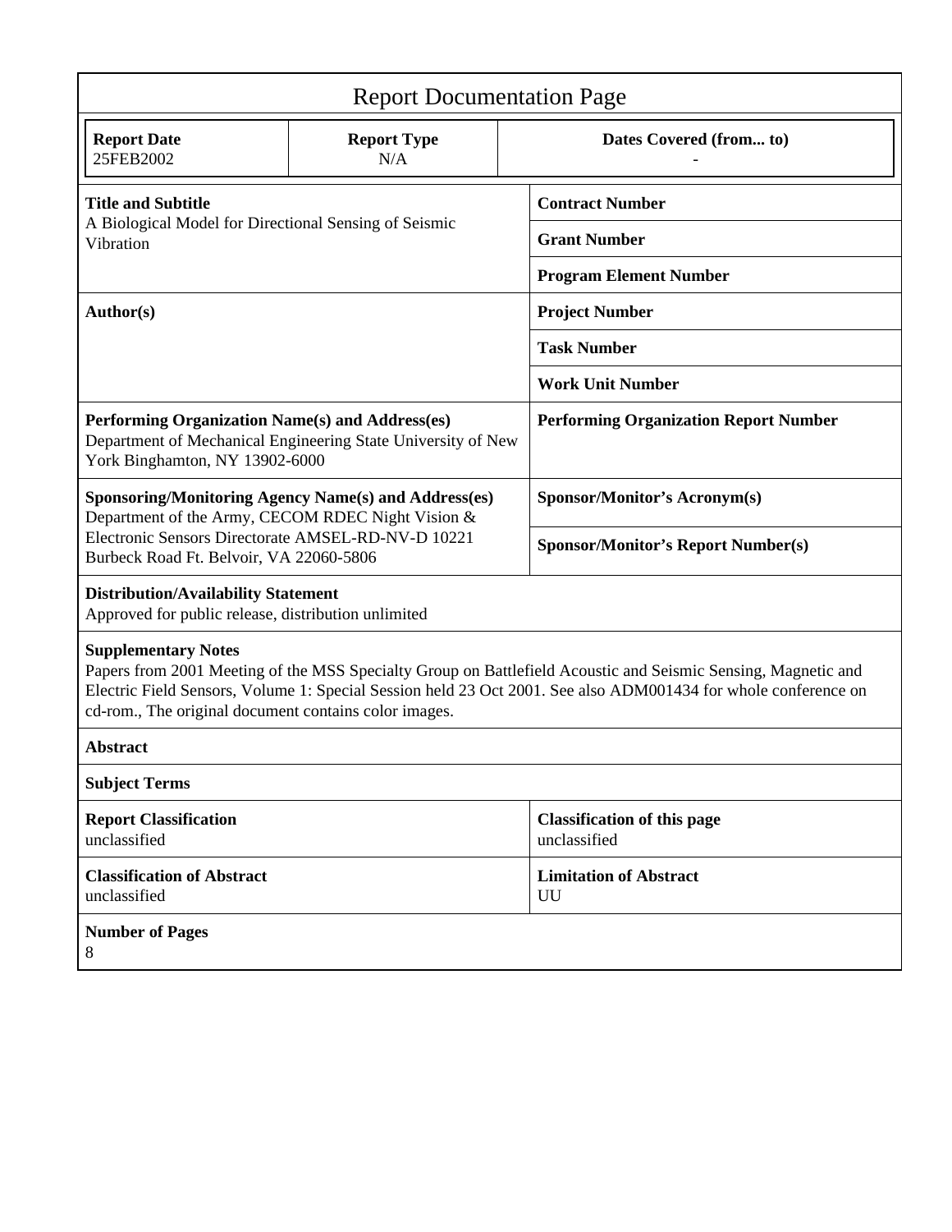# Report Documentation Page

| Report Date | Report Type | Dates Covered (from... to) |
|---|---|---|
| 25FEB2002 | N/A | - |

| | |
|---|---|
| **Title and Subtitle**<br>A Biological Model for Directional Sensing of Seismic Vibration | **Contract Number** |
| | **Grant Number** |
| | **Program Element Number** |
| **Author(s)** | **Project Number** |
| | **Task Number** |
| | **Work Unit Number** |
| **Performing Organization Name(s) and Address(es)**<br>Department of Mechanical Engineering State University of New York Binghamton, NY 13902-6000 | **Performing Organization Report Number** |
| **Sponsoring/Monitoring Agency Name(s) and Address(es)**<br>Department of the Army, CECOM RDEC Night Vision & Electronic Sensors Directorate AMSEL-RD-NV-D 10221 Burbeck Road Ft. Belvoir, VA 22060-5806 | **Sponsor/Monitor's Acronym(s)** |
| | **Sponsor/Monitor's Report Number(s)** |

**Distribution/Availability Statement**
Approved for public release, distribution unlimited

**Supplementary Notes**
Papers from 2001 Meeting of the MSS Specialty Group on Battlefield Acoustic and Seismic Sensing, Magnetic and Electric Field Sensors, Volume 1: Special Session held 23 Oct 2001. See also ADM001434 for whole conference on cd-rom., The original document contains color images.

**Abstract**

**Subject Terms**

| | |
|---|---|
| **Report Classification**<br>unclassified | **Classification of this page**<br>unclassified |
| **Classification of Abstract**<br>unclassified | **Limitation of Abstract**<br>UU |

**Number of Pages**
8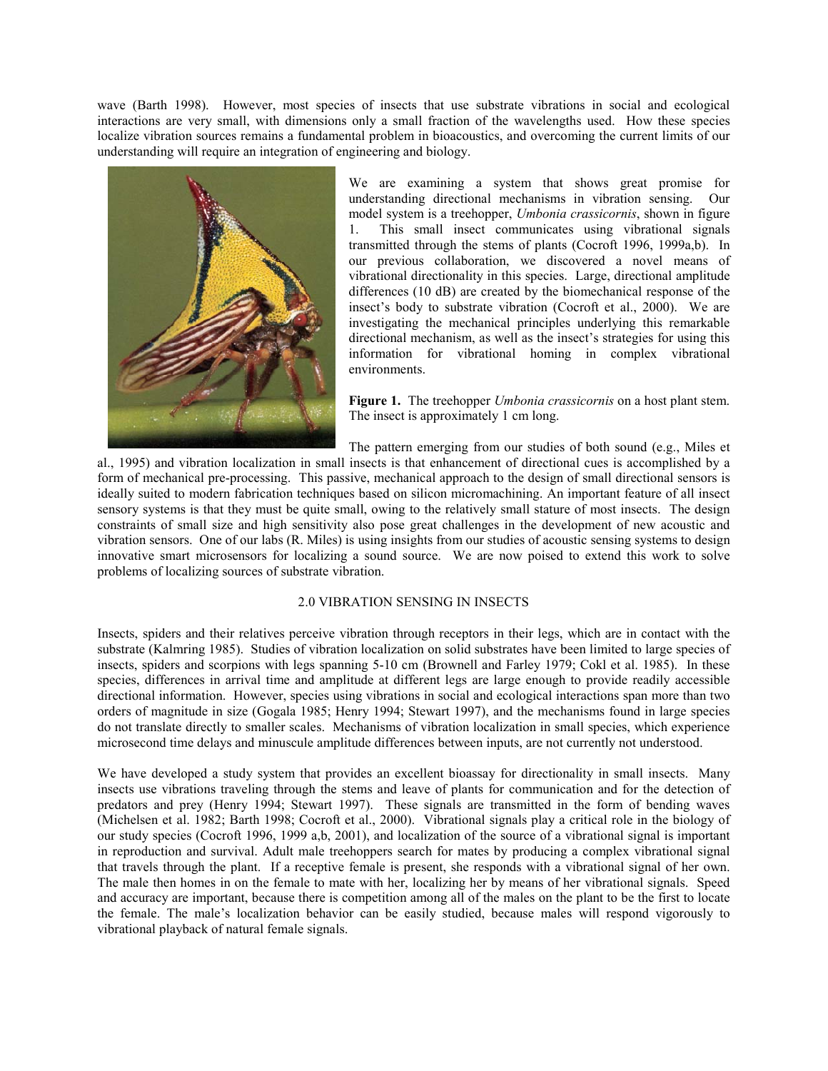wave (Barth 1998). However, most species of insects that use substrate vibrations in social and ecological interactions are very small, with dimensions only a small fraction of the wavelengths used. How these species localize vibration sources remains a fundamental problem in bioacoustics, and overcoming the current limits of our understanding will require an integration of engineering and biology.

We are examining a system that shows great promise for understanding directional mechanisms in vibration sensing. Our model system is a treehopper, *Umbonia crassicornis*, shown in figure 1. This small insect communicates using vibrational signals transmitted through the stems of plants (Cocroft 1996, 1999a,b). In our previous collaboration, we discovered a novel means of vibrational directionality in this species. Large, directional amplitude differences (10 dB) are created by the biomechanical response of the insect's body to substrate vibration (Cocroft et al., 2000). We are investigating the mechanical principles underlying this remarkable directional mechanism, as well as the insect's strategies for using this information for vibrational homing in complex vibrational environments.

**Figure 1.** The treehopper *Umbonia crassicornis* on a host plant stem. The insect is approximately 1 cm long.

The pattern emerging from our studies of both sound (e.g., Miles et al., 1995) and vibration localization in small insects is that enhancement of directional cues is accomplished by a form of mechanical pre-processing. This passive, mechanical approach to the design of small directional sensors is ideally suited to modern fabrication techniques based on silicon micromachining. An important feature of all insect sensory systems is that they must be quite small, owing to the relatively small stature of most insects. The design constraints of small size and high sensitivity also pose great challenges in the development of new acoustic and vibration sensors. One of our labs (R. Miles) is using insights from our studies of acoustic sensing systems to design innovative smart microsensors for localizing a sound source. We are now poised to extend this work to solve problems of localizing sources of substrate vibration.

## 2.0 VIBRATION SENSING IN INSECTS

Insects, spiders and their relatives perceive vibration through receptors in their legs, which are in contact with the substrate (Kalmring 1985). Studies of vibration localization on solid substrates have been limited to large species of insects, spiders and scorpions with legs spanning 5-10 cm (Brownell and Farley 1979; Cokl et al. 1985). In these species, differences in arrival time and amplitude at different legs are large enough to provide readily accessible directional information. However, species using vibrations in social and ecological interactions span more than two orders of magnitude in size (Gogala 1985; Henry 1994; Stewart 1997), and the mechanisms found in large species do not translate directly to smaller scales. Mechanisms of vibration localization in small species, which experience microsecond time delays and minuscule amplitude differences between inputs, are not currently not understood.

We have developed a study system that provides an excellent bioassay for directionality in small insects. Many insects use vibrations traveling through the stems and leave of plants for communication and for the detection of predators and prey (Henry 1994; Stewart 1997). These signals are transmitted in the form of bending waves (Michelsen et al. 1982; Barth 1998; Cocroft et al., 2000). Vibrational signals play a critical role in the biology of our study species (Cocroft 1996, 1999 a,b, 2001), and localization of the source of a vibrational signal is important in reproduction and survival. Adult male treehoppers search for mates by producing a complex vibrational signal that travels through the plant. If a receptive female is present, she responds with a vibrational signal of her own. The male then homes in on the female to mate with her, localizing her by means of her vibrational signals. Speed and accuracy are important, because there is competition among all of the males on the plant to be the first to locate the female. The male's localization behavior can be easily studied, because males will respond vigorously to vibrational playback of natural female signals.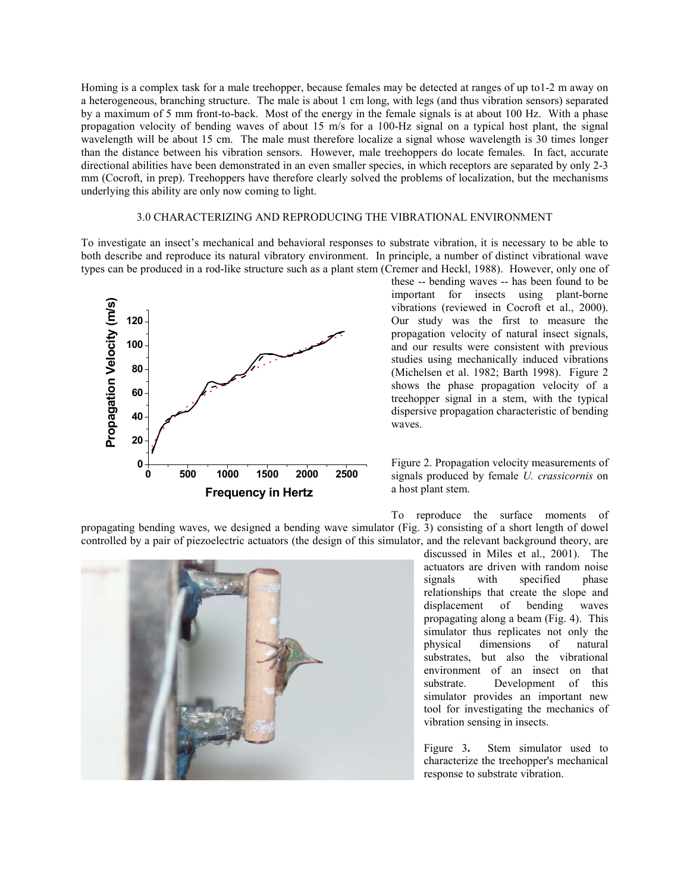Homing is a complex task for a male treehopper, because females may be detected at ranges of up to1-2 m away on a heterogeneous, branching structure. The male is about 1 cm long, with legs (and thus vibration sensors) separated by a maximum of 5 mm front-to-back. Most of the energy in the female signals is at about 100 Hz. With a phase propagation velocity of bending waves of about 15 m/s for a 100-Hz signal on a typical host plant, the signal wavelength will be about 15 cm. The male must therefore localize a signal whose wavelength is 30 times longer than the distance between his vibration sensors. However, male treehoppers do locate females. In fact, accurate directional abilities have been demonstrated in an even smaller species, in which receptors are separated by only 2-3 mm (Cocroft, in prep). Treehoppers have therefore clearly solved the problems of localization, but the mechanisms underlying this ability are only now coming to light.

## 3.0 CHARACTERIZING AND REPRODUCING THE VIBRATIONAL ENVIRONMENT

To investigate an insect's mechanical and behavioral responses to substrate vibration, it is necessary to be able to both describe and reproduce its natural vibratory environment. In principle, a number of distinct vibrational wave types can be produced in a rod-like structure such as a plant stem (Cremer and Heckl, 1988). However, only one of these -- bending waves -- has been found to be important for insects using plant-borne vibrations (reviewed in Cocroft et al., 2000). Our study was the first to measure the propagation velocity of natural insect signals, and our results were consistent with previous studies using mechanically induced vibrations (Michelsen et al. 1982; Barth 1998). Figure 2 shows the phase propagation velocity of a treehopper signal in a stem, with the typical dispersive propagation characteristic of bending waves.

Figure 2. Propagation velocity measurements of signals produced by female *U. crassicornis* on a host plant stem.

To reproduce the surface moments of propagating bending waves, we designed a bending wave simulator (Fig. 3) consisting of a short length of dowel controlled by a pair of piezoelectric actuators (the design of this simulator, and the relevant background theory, are discussed in Miles et al., 2001). The actuators are driven with random noise signals with specified phase relationships that create the slope and displacement of bending waves propagating along a beam (Fig. 4). This simulator thus replicates not only the physical dimensions of natural substrates, but also the vibrational environment of an insect on that substrate. Development of this simulator provides an important new tool for investigating the mechanics of vibration sensing in insects.

Figure 3**.** Stem simulator used to characterize the treehopper's mechanical response to substrate vibration.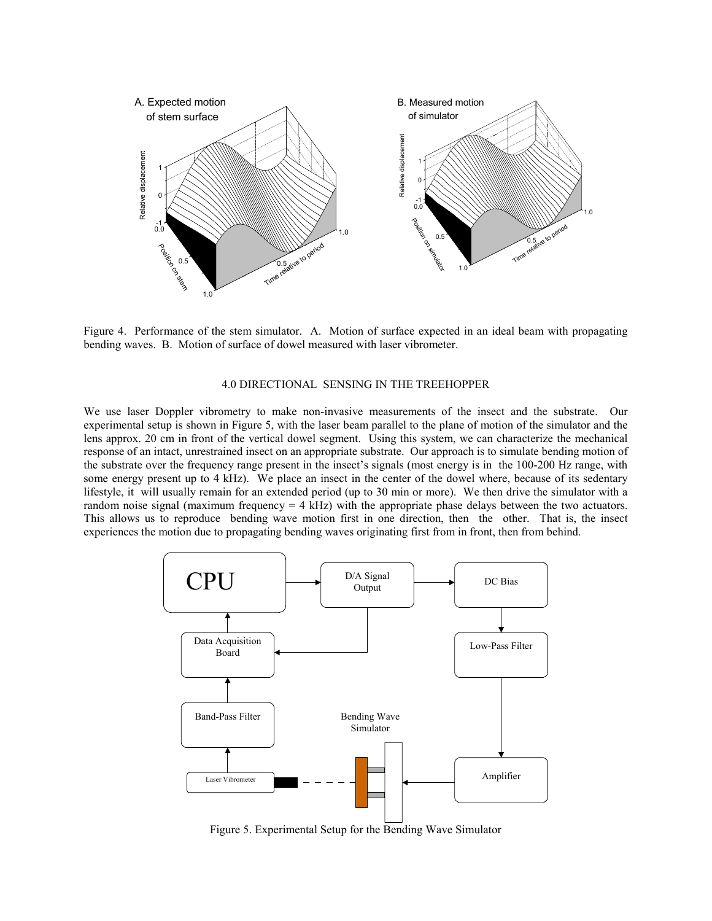Figure 4. Performance of the stem simulator. A. Motion of surface expected in an ideal beam with propagating bending waves. B. Motion of surface of dowel measured with laser vibrometer.

## 4.0 DIRECTIONAL SENSING IN THE TREEHOPPER

We use laser Doppler vibrometry to make non-invasive measurements of the insect and the substrate. Our experimental setup is shown in Figure 5, with the laser beam parallel to the plane of motion of the simulator and the lens approx. 20 cm in front of the vertical dowel segment. Using this system, we can characterize the mechanical response of an intact, unrestrained insect on an appropriate substrate. Our approach is to simulate bending motion of the substrate over the frequency range present in the insect's signals (most energy is in the 100-200 Hz range, with some energy present up to 4 kHz). We place an insect in the center of the dowel where, because of its sedentary lifestyle, it will usually remain for an extended period (up to 30 min or more). We then drive the simulator with a random noise signal (maximum frequency = 4 kHz) with the appropriate phase delays between the two actuators. This allows us to reproduce bending wave motion first in one direction, then the other. That is, the insect experiences the motion due to propagating bending waves originating first from in front, then from behind.

Figure 5. Experimental Setup for the Bending Wave Simulator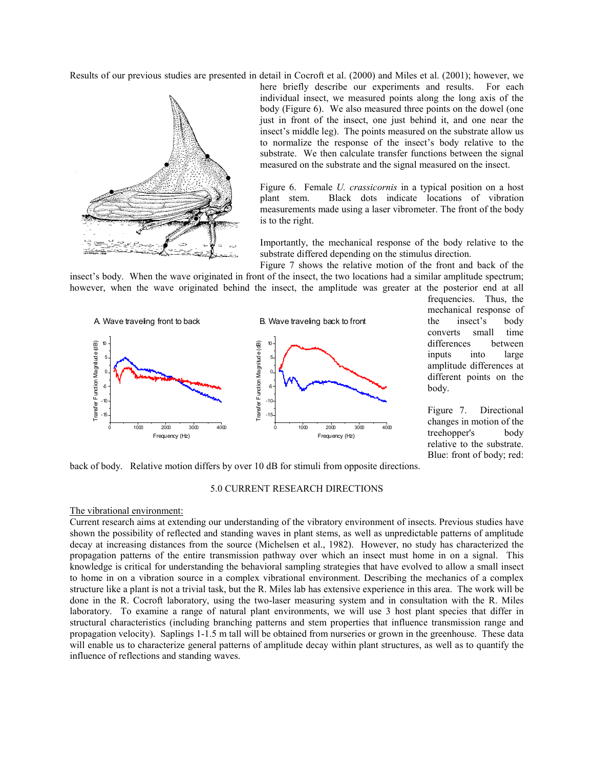Results of our previous studies are presented in detail in Cocroft et al. (2000) and Miles et al. (2001); however, we here briefly describe our experiments and results. For each individual insect, we measured points along the long axis of the body (Figure 6). We also measured three points on the dowel (one just in front of the insect, one just behind it, and one near the insect's middle leg). The points measured on the substrate allow us to normalize the response of the insect's body relative to the substrate. We then calculate transfer functions between the signal measured on the substrate and the signal measured on the insect.

Figure 6. Female *U. crassicornis* in a typical position on a host plant stem. Black dots indicate locations of vibration measurements made using a laser vibrometer. The front of the body is to the right.

Importantly, the mechanical response of the body relative to the substrate differed depending on the stimulus direction. Figure 7 shows the relative motion of the front and back of the insect's body. When the wave originated in front of the insect, the two locations had a similar amplitude spectrum; however, when the wave originated behind the insect, the amplitude was greater at the posterior end at all frequencies. Thus, the mechanical response of the insect's body converts small time differences between inputs into large amplitude differences at different points on the body.

Figure 7. Directional changes in motion of the treehopper's body relative to the substrate. Blue: front of body; red: back of body. Relative motion differs by over 10 dB for stimuli from opposite directions.

## 5.0 CURRENT RESEARCH DIRECTIONS

The vibrational environment:

Current research aims at extending our understanding of the vibratory environment of insects. Previous studies have shown the possibility of reflected and standing waves in plant stems, as well as unpredictable patterns of amplitude decay at increasing distances from the source (Michelsen et al., 1982). However, no study has characterized the propagation patterns of the entire transmission pathway over which an insect must home in on a signal. This knowledge is critical for understanding the behavioral sampling strategies that have evolved to allow a small insect to home in on a vibration source in a complex vibrational environment. Describing the mechanics of a complex structure like a plant is not a trivial task, but the R. Miles lab has extensive experience in this area. The work will be done in the R. Cocroft laboratory, using the two-laser measuring system and in consultation with the R. Miles laboratory. To examine a range of natural plant environments, we will use 3 host plant species that differ in structural characteristics (including branching patterns and stem properties that influence transmission range and propagation velocity). Saplings 1-1.5 m tall will be obtained from nurseries or grown in the greenhouse. These data will enable us to characterize general patterns of amplitude decay within plant structures, as well as to quantify the influence of reflections and standing waves.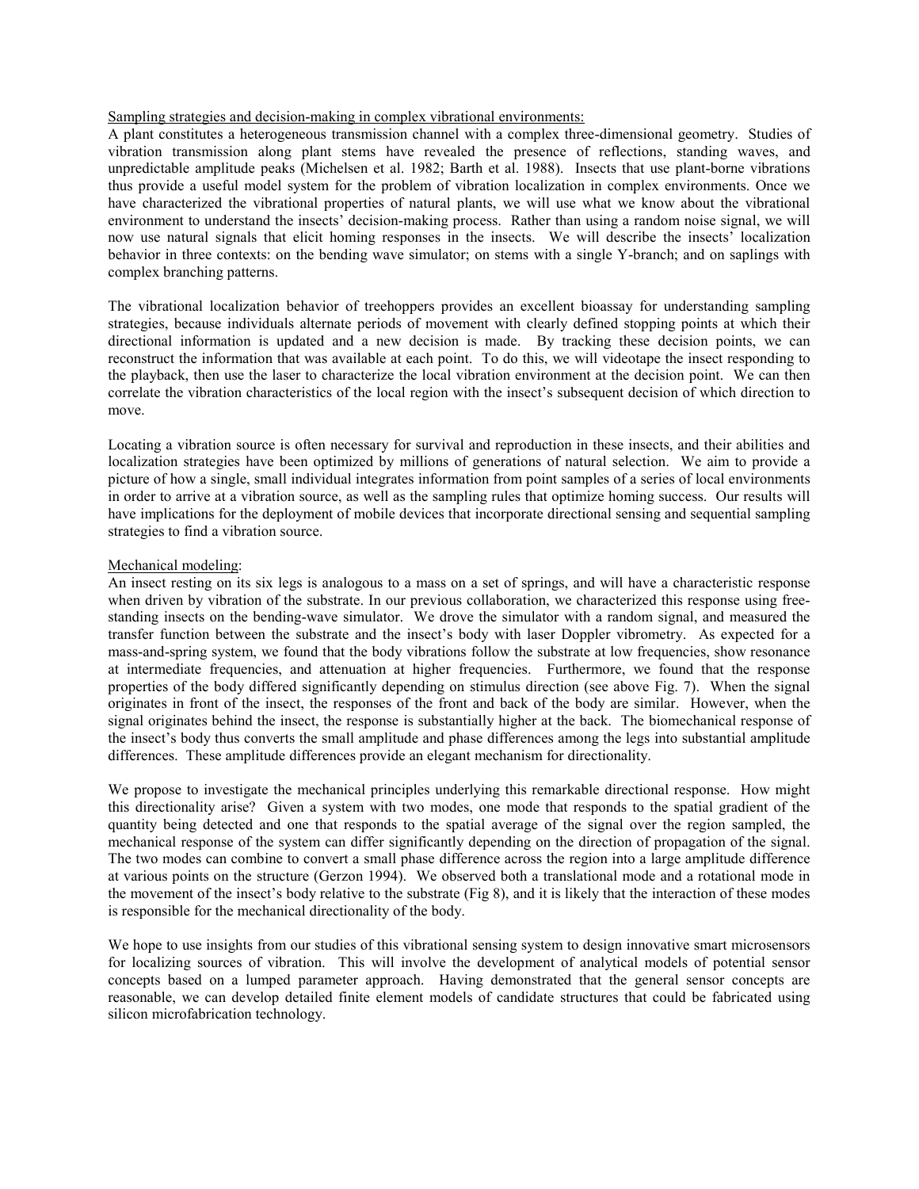<u>Sampling strategies and decision-making in complex vibrational environments:</u>

A plant constitutes a heterogeneous transmission channel with a complex three-dimensional geometry. Studies of vibration transmission along plant stems have revealed the presence of reflections, standing waves, and unpredictable amplitude peaks (Michelsen et al. 1982; Barth et al. 1988). Insects that use plant-borne vibrations thus provide a useful model system for the problem of vibration localization in complex environments. Once we have characterized the vibrational properties of natural plants, we will use what we know about the vibrational environment to understand the insects' decision-making process. Rather than using a random noise signal, we will now use natural signals that elicit homing responses in the insects. We will describe the insects' localization behavior in three contexts: on the bending wave simulator; on stems with a single Y-branch; and on saplings with complex branching patterns.

The vibrational localization behavior of treehoppers provides an excellent bioassay for understanding sampling strategies, because individuals alternate periods of movement with clearly defined stopping points at which their directional information is updated and a new decision is made. By tracking these decision points, we can reconstruct the information that was available at each point. To do this, we will videotape the insect responding to the playback, then use the laser to characterize the local vibration environment at the decision point. We can then correlate the vibration characteristics of the local region with the insect's subsequent decision of which direction to move.

Locating a vibration source is often necessary for survival and reproduction in these insects, and their abilities and localization strategies have been optimized by millions of generations of natural selection. We aim to provide a picture of how a single, small individual integrates information from point samples of a series of local environments in order to arrive at a vibration source, as well as the sampling rules that optimize homing success. Our results will have implications for the deployment of mobile devices that incorporate directional sensing and sequential sampling strategies to find a vibration source.

<u>Mechanical modeling</u>:

An insect resting on its six legs is analogous to a mass on a set of springs, and will have a characteristic response when driven by vibration of the substrate. In our previous collaboration, we characterized this response using free-standing insects on the bending-wave simulator. We drove the simulator with a random signal, and measured the transfer function between the substrate and the insect's body with laser Doppler vibrometry. As expected for a mass-and-spring system, we found that the body vibrations follow the substrate at low frequencies, show resonance at intermediate frequencies, and attenuation at higher frequencies. Furthermore, we found that the response properties of the body differed significantly depending on stimulus direction (see above Fig. 7). When the signal originates in front of the insect, the responses of the front and back of the body are similar. However, when the signal originates behind the insect, the response is substantially higher at the back. The biomechanical response of the insect's body thus converts the small amplitude and phase differences among the legs into substantial amplitude differences. These amplitude differences provide an elegant mechanism for directionality.

We propose to investigate the mechanical principles underlying this remarkable directional response. How might this directionality arise? Given a system with two modes, one mode that responds to the spatial gradient of the quantity being detected and one that responds to the spatial average of the signal over the region sampled, the mechanical response of the system can differ significantly depending on the direction of propagation of the signal. The two modes can combine to convert a small phase difference across the region into a large amplitude difference at various points on the structure (Gerzon 1994). We observed both a translational mode and a rotational mode in the movement of the insect's body relative to the substrate (Fig 8), and it is likely that the interaction of these modes is responsible for the mechanical directionality of the body.

We hope to use insights from our studies of this vibrational sensing system to design innovative smart microsensors for localizing sources of vibration. This will involve the development of analytical models of potential sensor concepts based on a lumped parameter approach. Having demonstrated that the general sensor concepts are reasonable, we can develop detailed finite element models of candidate structures that could be fabricated using silicon microfabrication technology.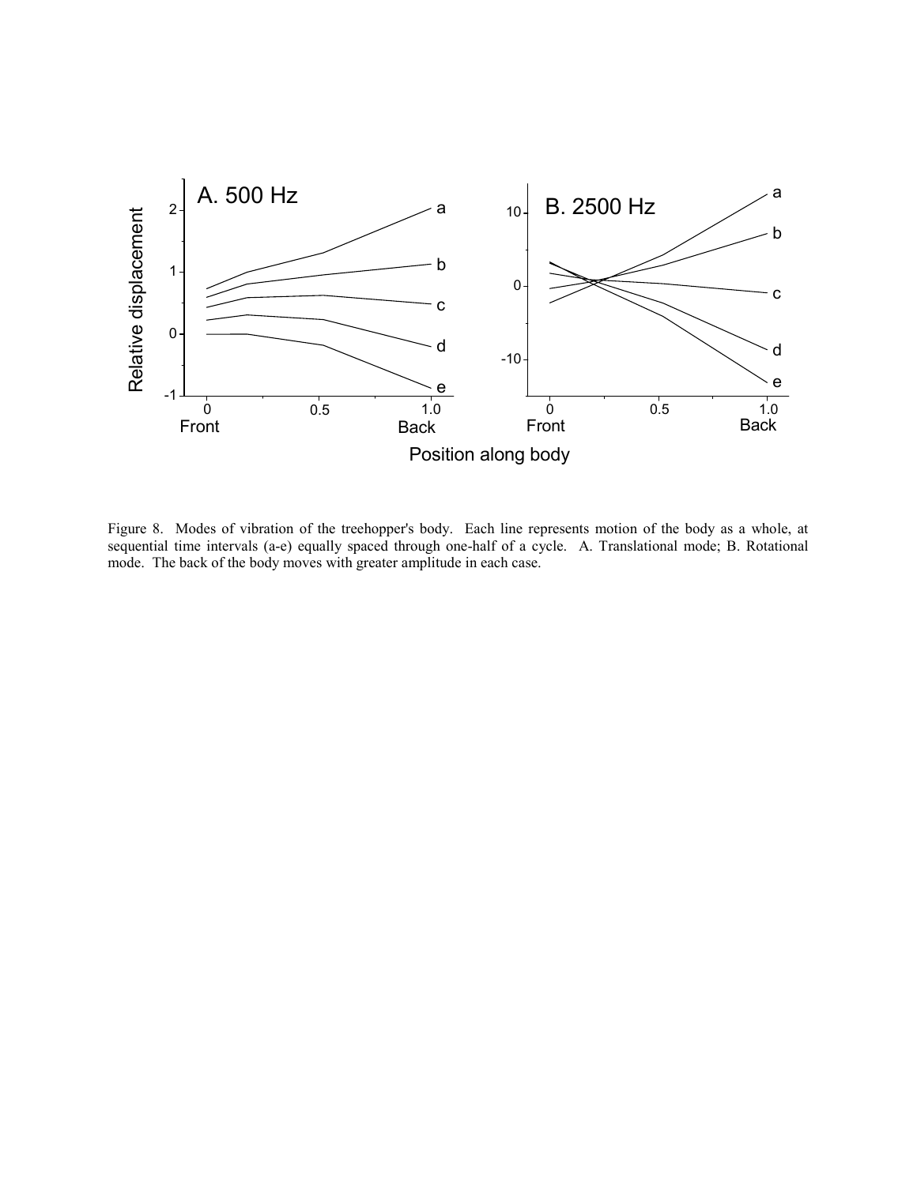Figure 8. Modes of vibration of the treehopper's body. Each line represents motion of the body as a whole, at sequential time intervals (a-e) equally spaced through one-half of a cycle. A. Translational mode; B. Rotational mode. The back of the body moves with greater amplitude in each case.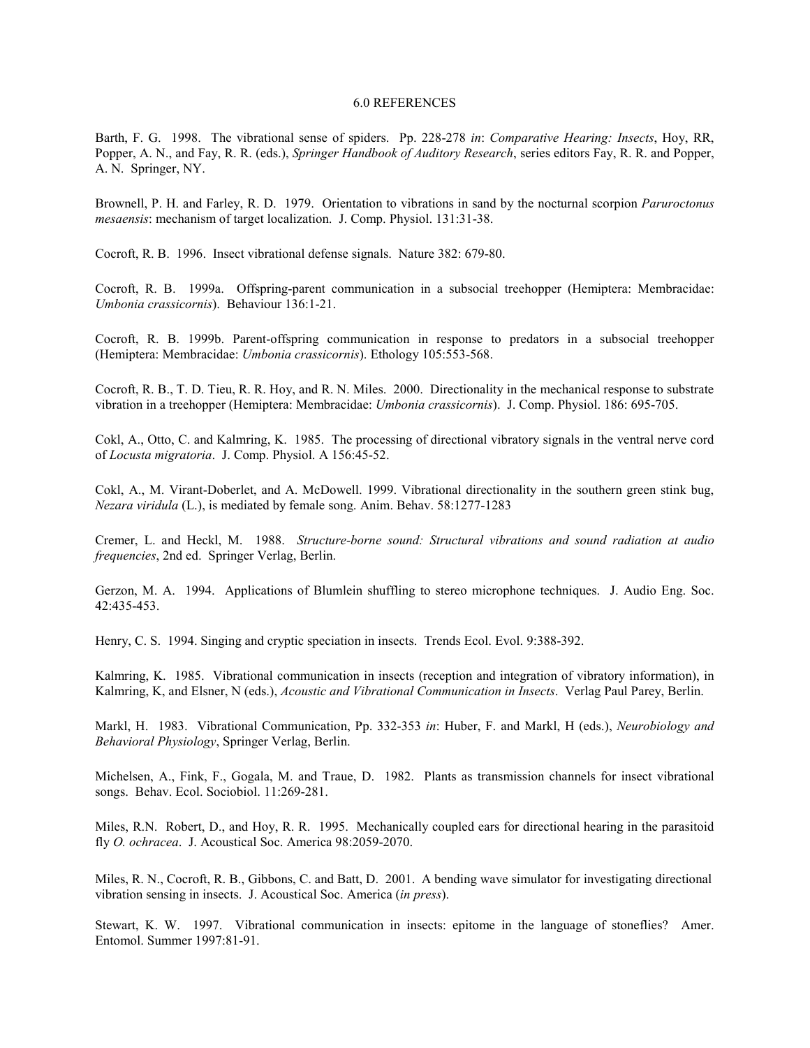## 6.0 REFERENCES

Barth, F. G. 1998. The vibrational sense of spiders. Pp. 228-278 *in*: *Comparative Hearing: Insects*, Hoy, RR, Popper, A. N., and Fay, R. R. (eds.), *Springer Handbook of Auditory Research*, series editors Fay, R. R. and Popper, A. N. Springer, NY.

Brownell, P. H. and Farley, R. D. 1979. Orientation to vibrations in sand by the nocturnal scorpion *Paruroctonus mesaensis*: mechanism of target localization. J. Comp. Physiol. 131:31-38.

Cocroft, R. B. 1996. Insect vibrational defense signals. Nature 382: 679-80.

Cocroft, R. B. 1999a. Offspring-parent communication in a subsocial treehopper (Hemiptera: Membracidae: *Umbonia crassicornis*). Behaviour 136:1-21.

Cocroft, R. B. 1999b. Parent-offspring communication in response to predators in a subsocial treehopper (Hemiptera: Membracidae: *Umbonia crassicornis*). Ethology 105:553-568.

Cocroft, R. B., T. D. Tieu, R. R. Hoy, and R. N. Miles. 2000. Directionality in the mechanical response to substrate vibration in a treehopper (Hemiptera: Membracidae: *Umbonia crassicornis*). J. Comp. Physiol. 186: 695-705.

Cokl, A., Otto, C. and Kalmring, K. 1985. The processing of directional vibratory signals in the ventral nerve cord of *Locusta migratoria*. J. Comp. Physiol. A 156:45-52.

Cokl, A., M. Virant-Doberlet, and A. McDowell. 1999. Vibrational directionality in the southern green stink bug, *Nezara viridula* (L.), is mediated by female song. Anim. Behav. 58:1277-1283

Cremer, L. and Heckl, M. 1988. *Structure-borne sound: Structural vibrations and sound radiation at audio frequencies*, 2nd ed. Springer Verlag, Berlin.

Gerzon, M. A. 1994. Applications of Blumlein shuffling to stereo microphone techniques. J. Audio Eng. Soc. 42:435-453.

Henry, C. S. 1994. Singing and cryptic speciation in insects. Trends Ecol. Evol. 9:388-392.

Kalmring, K. 1985. Vibrational communication in insects (reception and integration of vibratory information), in Kalmring, K, and Elsner, N (eds.), *Acoustic and Vibrational Communication in Insects*. Verlag Paul Parey, Berlin.

Markl, H. 1983. Vibrational Communication, Pp. 332-353 *in*: Huber, F. and Markl, H (eds.), *Neurobiology and Behavioral Physiology*, Springer Verlag, Berlin.

Michelsen, A., Fink, F., Gogala, M. and Traue, D. 1982. Plants as transmission channels for insect vibrational songs. Behav. Ecol. Sociobiol. 11:269-281.

Miles, R.N. Robert, D., and Hoy, R. R. 1995. Mechanically coupled ears for directional hearing in the parasitoid fly *O. ochracea*. J. Acoustical Soc. America 98:2059-2070.

Miles, R. N., Cocroft, R. B., Gibbons, C. and Batt, D. 2001. A bending wave simulator for investigating directional vibration sensing in insects. J. Acoustical Soc. America (*in press*).

Stewart, K. W. 1997. Vibrational communication in insects: epitome in the language of stoneflies? Amer. Entomol. Summer 1997:81-91.